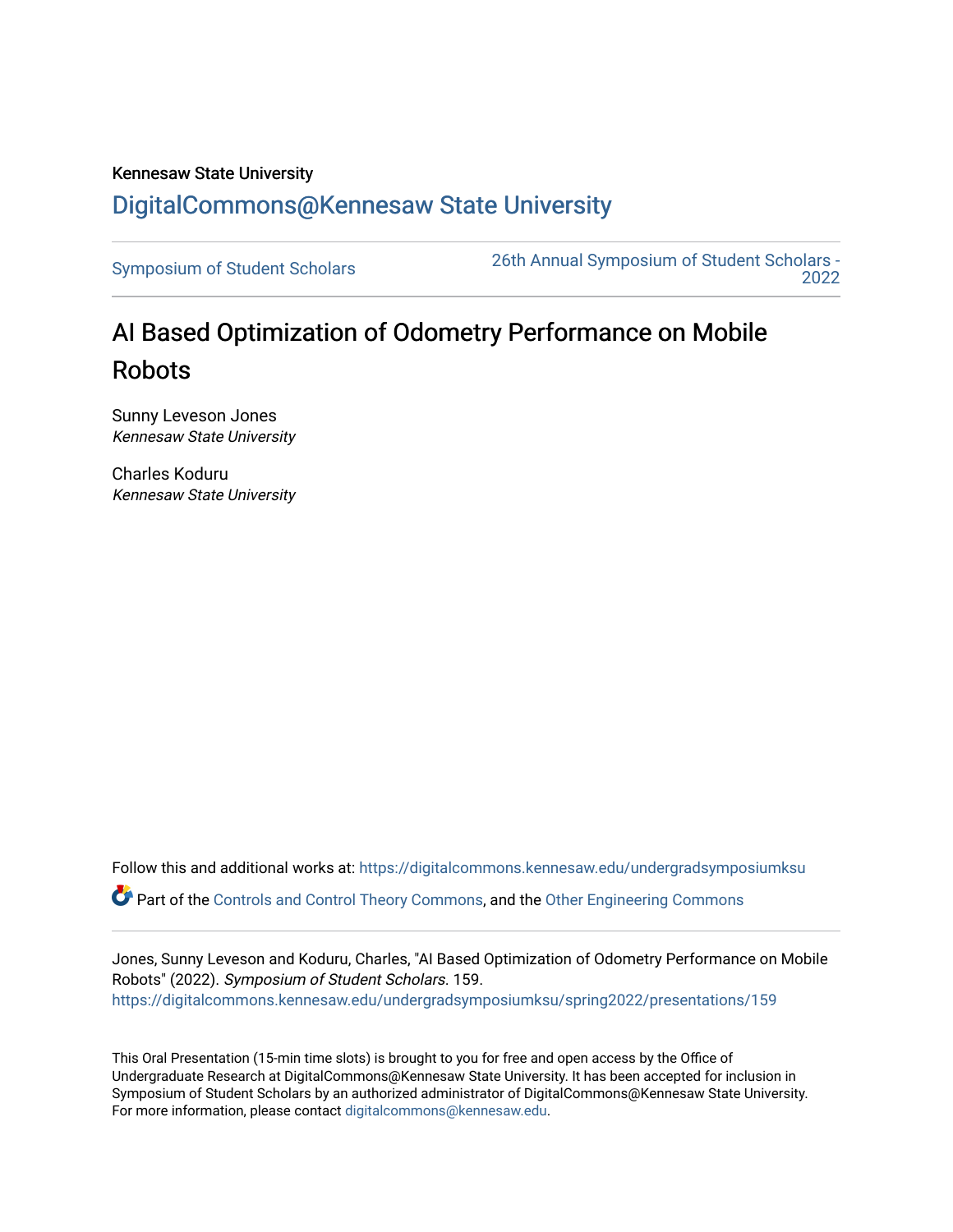Kennesaw State University

# DigitalCommons@Kennesaw State University

Symposium of Student Scholars

26th Annual Symposium of Student Scholars - 2022

## AI Based Optimization of Odometry Performance on Mobile Robots

Sunny Leveson Jones
*Kennesaw State University*

Charles Koduru
*Kennesaw State University*

Follow this and additional works at: https://digitalcommons.kennesaw.edu/undergradsymposiumksu

Part of the Controls and Control Theory Commons, and the Other Engineering Commons

Jones, Sunny Leveson and Koduru, Charles, "AI Based Optimization of Odometry Performance on Mobile Robots" (2022). *Symposium of Student Scholars*. 159.
https://digitalcommons.kennesaw.edu/undergradsymposiumksu/spring2022/presentations/159

This Oral Presentation (15-min time slots) is brought to you for free and open access by the Office of Undergraduate Research at DigitalCommons@Kennesaw State University. It has been accepted for inclusion in Symposium of Student Scholars by an authorized administrator of DigitalCommons@Kennesaw State University. For more information, please contact digitalcommons@kennesaw.edu.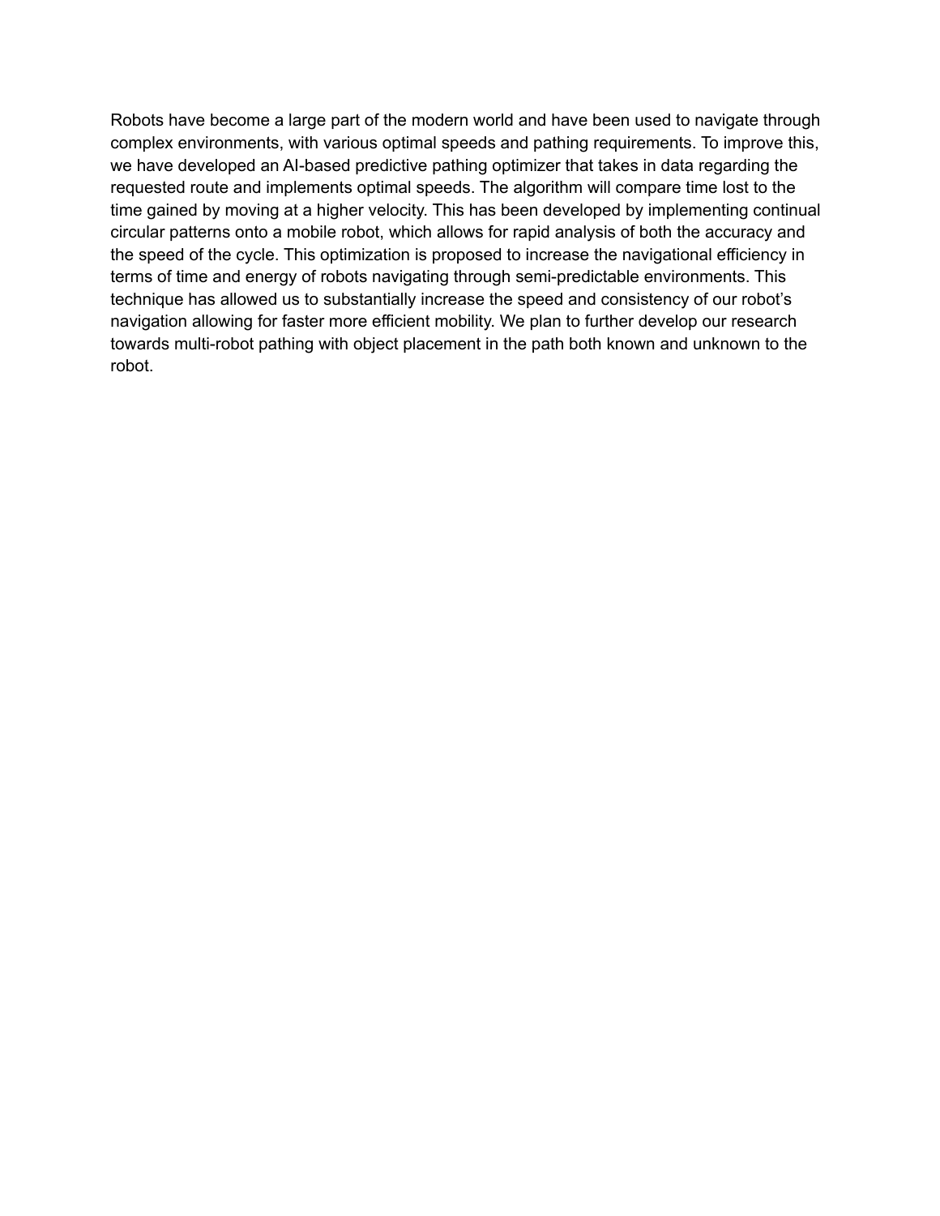Robots have become a large part of the modern world and have been used to navigate through complex environments, with various optimal speeds and pathing requirements. To improve this, we have developed an AI-based predictive pathing optimizer that takes in data regarding the requested route and implements optimal speeds. The algorithm will compare time lost to the time gained by moving at a higher velocity. This has been developed by implementing continual circular patterns onto a mobile robot, which allows for rapid analysis of both the accuracy and the speed of the cycle. This optimization is proposed to increase the navigational efficiency in terms of time and energy of robots navigating through semi-predictable environments. This technique has allowed us to substantially increase the speed and consistency of our robot's navigation allowing for faster more efficient mobility. We plan to further develop our research towards multi-robot pathing with object placement in the path both known and unknown to the robot.